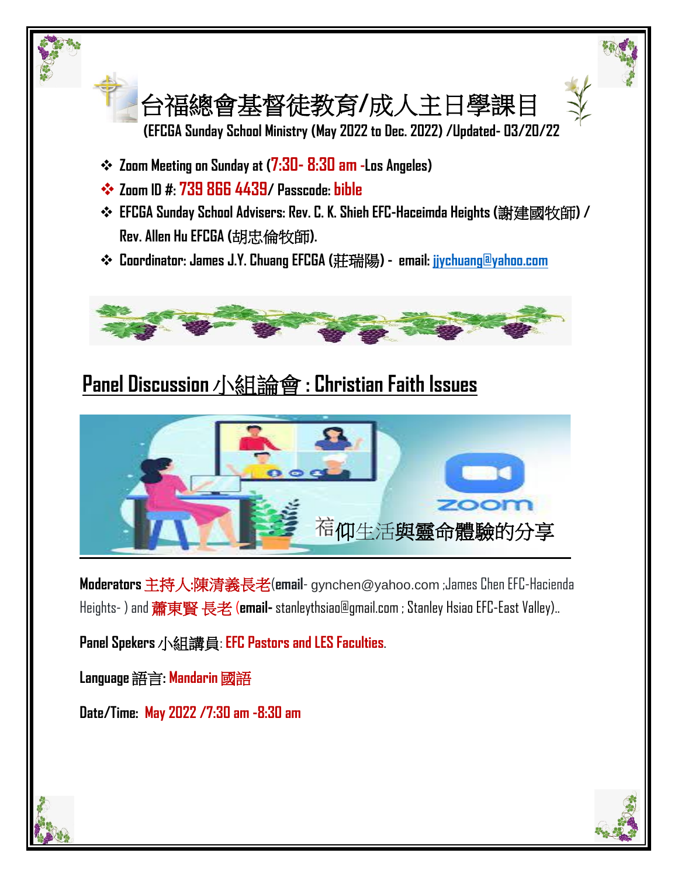# 台福總會基督徒教育/成人主日學課目

**(EFCGA Sunday School Ministry (May 2022 to Dec. 2022) /Updated- 03/20/22**

- **Zoom Meeting on Sunday at (7:30- 8:30 am -Los Angeles)**
- **Zoom ID #: 739 866 4439/ Passcode: bible**
- **EFCGA Sunday School Advisers: Rev. C. K. Shieh EFC-Haceimda Heights (謝建國牧師) / Rev. Allen Hu EFCGA (胡忠倫牧師).**
- **Coordinator: James J.Y. Chuang EFCGA (莊瑞陽) - email: jjychuang@yahoo.com**

## Panel Discussion 小組論會 : Christian Faith Issues

信仰生活與靈命體驗的分享

**Moderators** 主持人:陳清義長老(**email**- gynchen@yahoo.com ;James Chen EFC-Hacienda Heights- ) and 蕭東賢 長老 (**email-** stanleythsiao@gmail.com ; Stanley Hsiao EFC-East Valley)..

**Panel Spekers** 小組講員: **EFC Pastors and LES Faculties**.

**Language** 語言: **Mandarin 國語**

**Date/Time: May 2022 /7:30 am -8:30 am**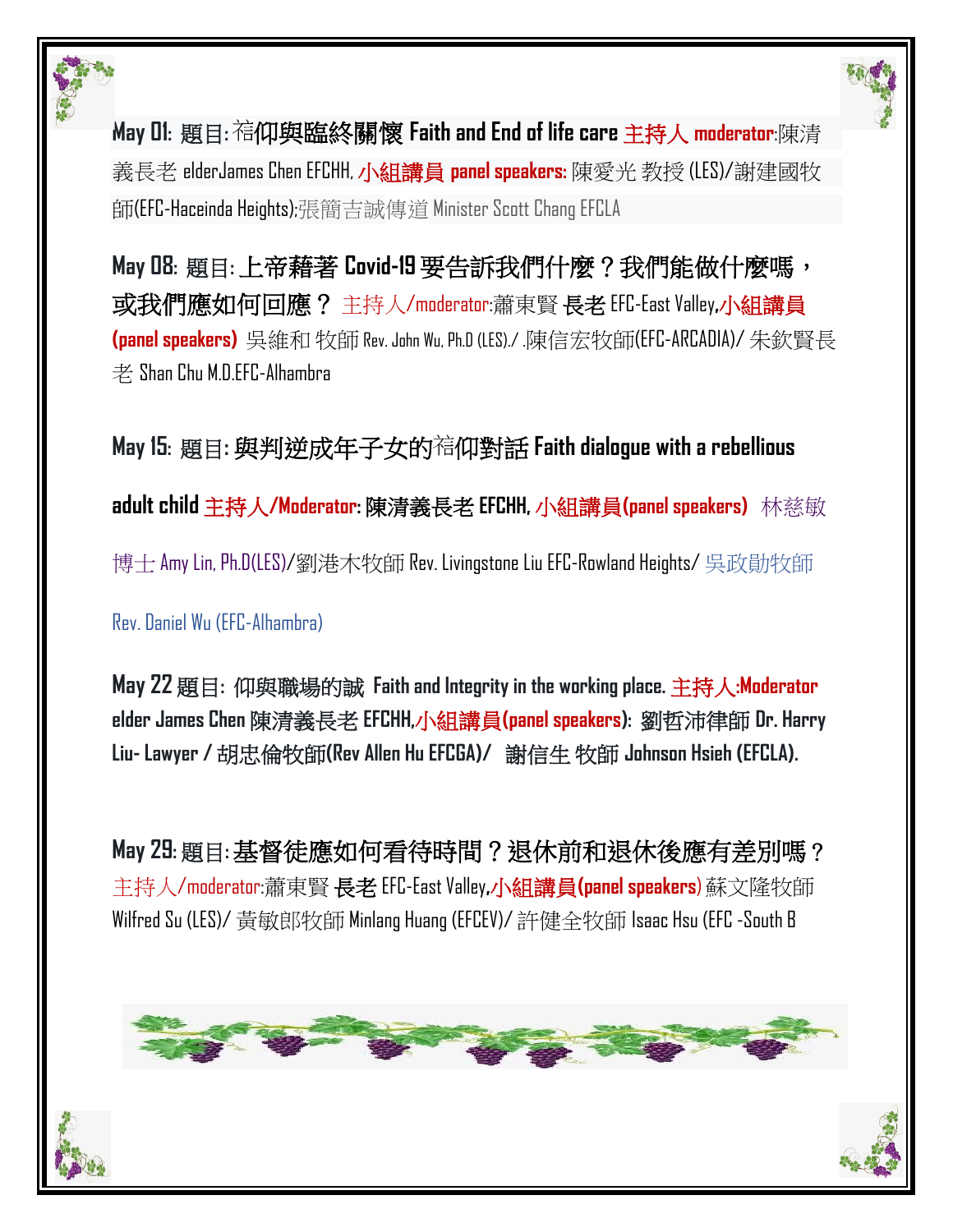**May 01:** 題目: 𥚃仰與臨終關懷 **Faith and End of life care** 主持人 **moderator**:陳清義長老 elderJames Chen EFCHH, 小組講員 **panel speakers:** 陳愛光 教授 (LES)/謝建國牧師(EFC-Haceinda Heights);張簡吉誠傳道 Minister Scott Chang EFCLA

**May 08:** 題目: 上帝藉著 **Covid-19** 要告訴我們什麼？我們能做什麼嗎，或我們應如何回應？ 主持人/moderator:蕭東賢 長老 EFC-East Valley,小組講員 **(panel speakers)** 吳維和 牧師 Rev. John Wu, Ph.D (LES)./ .陳信宏牧師(EFC-ARCADIA)/ 朱欽賢長老 Shan Chu M.D.EFC-Alhambra

**May 15:** 題目: **與判逆成年子女的𥚃仰對話 Faith dialogue with a rebellious adult child** 主持人/**Moderator:** 陳清義長老 EFCHH, 小組講員**(panel speakers)** 林慈敏博士 Amy Lin, Ph.D(LES)/劉港木牧師 Rev. Livingstone Liu EFC-Rowland Heights/ 吳政勛牧師 Rev. Daniel Wu (EFC-Alhambra)

**May 22** 題目: 仰與職場的誠 **Faith and Integrity in the working place.** 主持人:**Moderator elder James Chen** 陳清義長老 **EFCHH,**小組講員**(panel speakers)**: 劉哲沛律師 **Dr. Harry Liu- Lawyer /** 胡忠倫牧師**(Rev Allen Hu EFCGA)/** 謝信生 牧師 **Johnson Hsieh (EFCLA).**

**May 29:** 題目: **基督徒應如何看待時間？退休前和退休後應有差別嗎？** 主持人/moderator:蕭東賢 長老 EFC-East Valley,小組講員**(panel speakers)** 蘇文隆牧師 Wilfred Su (LES)/ 黃敏郎牧師 Minlang Huang (EFCEV)/ 許健全牧師 Isaac Hsu (EFC -South B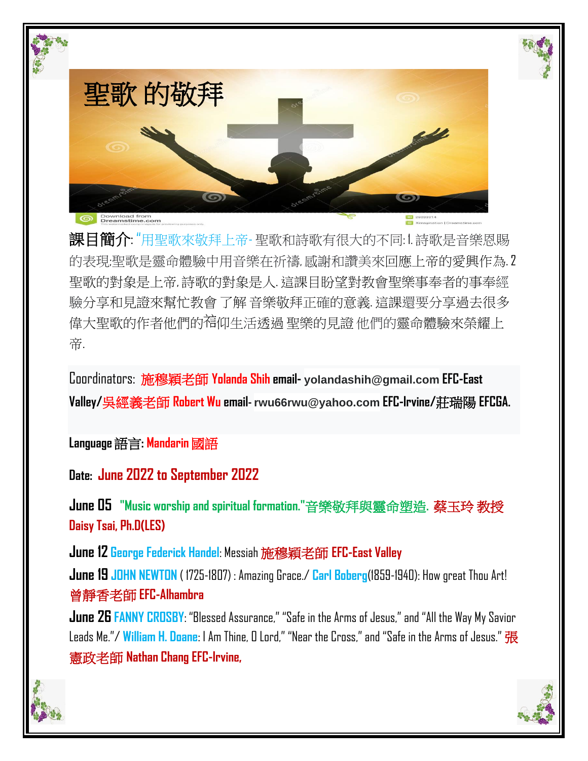# 聖歌 的敬拜

**課目簡介**: "用聖歌來敬拜上帝- 聖歌和詩歌有很大的不同:1. 詩歌是音樂恩賜的表現;聖歌是靈命體驗中用音樂在祈禱, 感謝和讚美來回應上帝的愛與作為. 2 聖歌的對象是上帝, 詩歌的對象是人. 這課目盼望對教會聖樂事奉者的事奉經驗分享和見證來幫忙教會 了解 音樂敬拜正確的意義. 這課還要分享過去很多偉大聖歌的作者他們的信仰生活透過 聖樂的見證 他們的靈命體驗來榮耀上帝.

Coordinators: **施穆穎老師 Yolanda Shih email- yolandashih@gmail.com EFC-East Valley/吳經義老師 Robert Wu email- rwu66rwu@yahoo.com EFC-Irvine/莊瑞陽 EFCGA.**

**Language 語言: Mandarin 國語**

**Date: June 2022 to September 2022**

**June 05** **"Music worship and spiritual formation."音樂敬拜與靈命塑造. 蔡玉玲 教授 Daisy Tsai, Ph.D(LES)**

**June 12** **George Federick Handel**: Messiah **施穆穎老師 EFC-East Valley**

**June 19** **JOHN NEWTON** ( 1725-1807) : Amazing Grace./ **Carl Boberg**(1859-1940): How great Thou Art! **曾靜香老師 EFC-Alhambra**

**June 26** **FANNY CROSBY**: "Blessed Assurance," "Safe in the Arms of Jesus," and "All the Way My Savior Leads Me."/ **William H. Doane**: I Am Thine, O Lord," "Near the Cross," and "Safe in the Arms of Jesus." **張憲政老師 Nathan Chang EFC-Irvine,**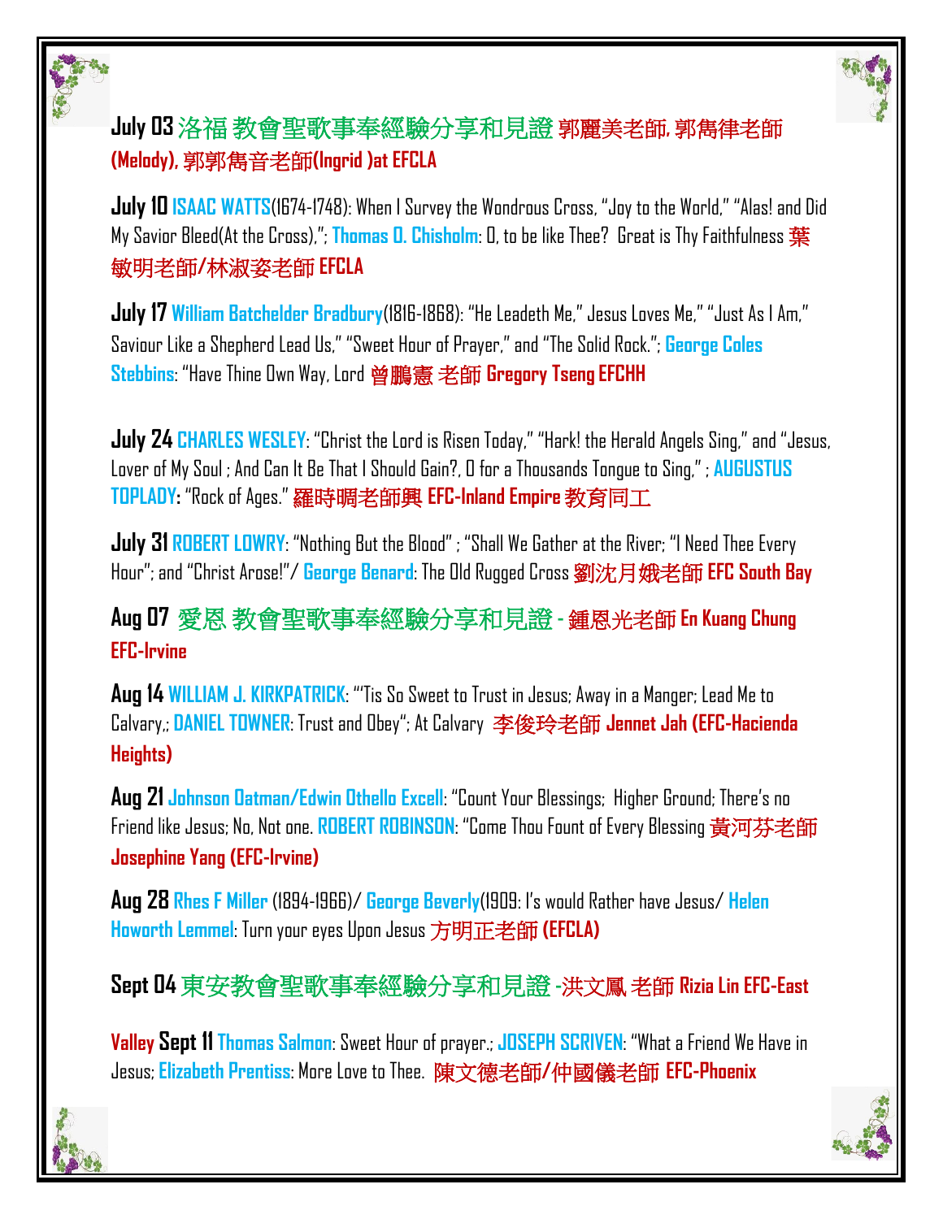**July 03** 洛福 教會聖歌事奉經驗分享和見證 **郭麗美老師, 郭雋律老師 (Melody), 郭郭雋音老師(Ingrid )at EFCLA**

**July 10** **ISAAC WATTS**(1674-1748): When I Survey the Wondrous Cross, "Joy to the World," "Alas! and Did My Savior Bleed(At the Cross),"; **Thomas O. Chisholm**: O, to be like Thee? Great is Thy Faithfulness **葉敏明老師/林淑姿老師 EFCLA**

**July 17** **William Batchelder Bradbury**(1816-1868): "He Leadeth Me," Jesus Loves Me," "Just As I Am," Saviour Like a Shepherd Lead Us," "Sweet Hour of Prayer," and "The Solid Rock."; **George Coles Stebbins**: "Have Thine Own Way, Lord **曾鵬憲 老師 Gregory Tseng EFCHH**

**July 24** **CHARLES WESLEY**: "Christ the Lord is Risen Today," "Hark! the Herald Angels Sing," and "Jesus, Lover of My Soul ; And Can It Be That I Should Gain?, O for a Thousands Tongue to Sing," ; **AUGUSTUS TOPLADY**: "Rock of Ages." **羅時晭老師興 EFC-Inland Empire 教育同工**

**July 31** **ROBERT LOWRY**: "Nothing But the Blood" ; "Shall We Gather at the River; "I Need Thee Every Hour"; and "Christ Arose!"/ **George Benard**: The Old Rugged Cross **劉沈月娥老師 EFC South Bay**

**Aug 07** 愛恩 教會聖歌事奉經驗分享和見證 - **鍾恩光老師 En Kuang Chung EFC-Irvine**

**Aug 14** **WILLIAM J. KIRKPATRICK**: "'Tis So Sweet to Trust in Jesus; Away in a Manger; Lead Me to Calvary,; **DANIEL TOWNER**: Trust and Obey"; At Calvary **李俊玲老師 Jennet Jah (EFC-Hacienda Heights)**

**Aug 21** **Johnson Oatman/Edwin Othello Excell**: "Count Your Blessings; Higher Ground; There's no Friend like Jesus; No, Not one. **ROBERT ROBINSON**: "Come Thou Fount of Every Blessing **黃河芬老師 Josephine Yang (EFC-Irvine)**

**Aug 28** **Rhes F Miller** (1894-1966)/ **George Beverly**(1909: I's would Rather have Jesus/ **Helen Howorth Lemmel**: Turn your eyes Upon Jesus **方明正老師 (EFCLA)**

**Sept 04** 東安教會聖歌事奉經驗分享和見證 -**洪文鳳 老師 Rizia Lin EFC-East Valley**

**Sept 11** **Thomas Salmon**: Sweet Hour of prayer.; **JOSEPH SCRIVEN**: "What a Friend We Have in Jesus; **Elizabeth Prentiss**: More Love to Thee. **陳文德老師/仲國儀老師 EFC-Phoenix**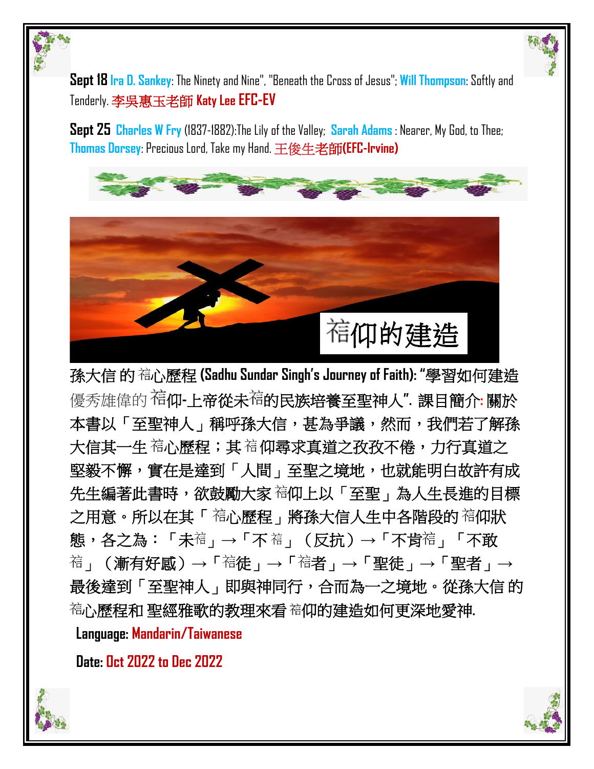**Sept 18** **Ira D. Sankey**: The Ninety and Nine", "Beneath the Cross of Jesus"; **Will Thompson**: Softly and Tenderly. 李吳惠玉老師 **Katy Lee EFC-EV**

**Sept 25** **Charles W Fry** (1837-1882):The Lily of the Valley; **Sarah Adams** : Nearer, My God, to Thee; **Thomas Dorsey**: Precious Lord, Take my Hand. 王俊生老師**(EFC-Irvine)**

## 䇿仰的建造

**孫大信 的 䇿心歷程 (Sadhu Sundar Singh's Journey of Faith): "學習如何建造**優秀雄偉的 䇿仰-上帝從未䇿的民族培養至聖神人". 課目簡介: 關於本書以「至聖神人」稱呼孫大信，甚為爭議，然而，我們若了解孫大信其一生 䇿心歷程；其 䇿 仰尋求真道之孜孜不倦，力行真道之堅毅不懈，實在是達到「人間」至聖之境地，也就能明白故許有成先生編著此書時，欲鼓勵大家 䇿仰上以「至聖」為人生長進的目標之用意。所以在其「 䇿心歷程」將孫大信人生中各階段的 䇿仰狀態，各之為：「未䇿」→「不 䇿」（反抗）→「不肯䇿」「不敢䇿」（漸有好感）→「䇿徒」→「䇿者」→「聖徒」→「聖者」→最後達到「至聖神人」即與神同行，合而為一之境地。從孫大信 的 䇿心歷程和 聖經雅歌的教理來看 䇿仰的建造如何更深地愛神.

**Language: Mandarin/Taiwanese**

**Date: Oct 2022 to Dec 2022**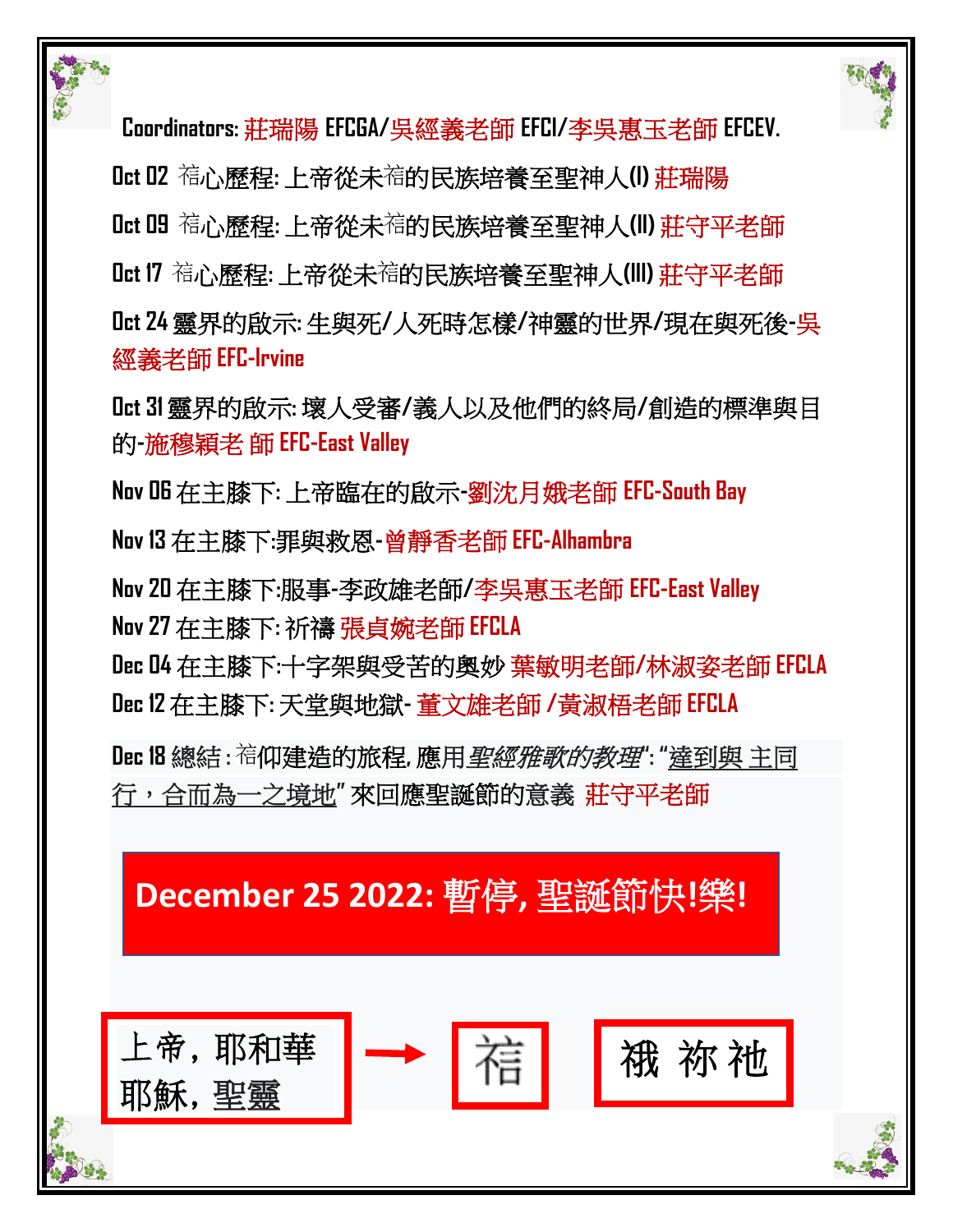**Coordinators:** 莊瑞陽 EFCGA/吳經義老師 EFCI/李吳惠玉老師 EFCEV.

Oct 02 衪心歷程: 上帝從未衪的民族培養至聖神人(I) 莊瑞陽

Oct 09 衪心歷程: 上帝從未衪的民族培養至聖神人(II) 莊守平老師

Oct 17 衪心歷程: 上帝從未衪的民族培養至聖神人(III) 莊守平老師

Oct 24 靈界的啟示: 生與死/人死時怎樣/神靈的世界/現在與死後-吳經義老師 EFC-Irvine

Oct 31 靈界的啟示: 壞人受審/義人以及他們的終局/創造的標準與目的-施穆穎老 師 EFC-East Valley

Nov 06 在主膝下: 上帝臨在的啟示-劉沈月娥老師 EFC-South Bay

Nov 13 在主膝下:罪與救恩-曾靜香老師 EFC-Alhambra

Nov 20 在主膝下:服事-李政雄老師/李吳惠玉老師 EFC-East Valley

Nov 27 在主膝下: 祈禱 張貞婉老師 EFCLA

Dec 04 在主膝下:十字架與受苦的奧妙 葉敏明老師/林淑姿老師 EFCLA

Dec 12 在主膝下: 天堂與地獄- 董文雄老師 /黃淑梧老師 EFCLA

Dec 18 總結 : 衪仰建造的旅程, 應用*聖經雅歌的教理*": "達到與 主同行，合而為一之境地" 來回應聖誕節的意義 莊守平老師

**December 25 2022: 暫停, 聖誕節快!樂!**

上帝, 耶和華 耶穌, 聖靈 → 衪 | 祴 祢 祂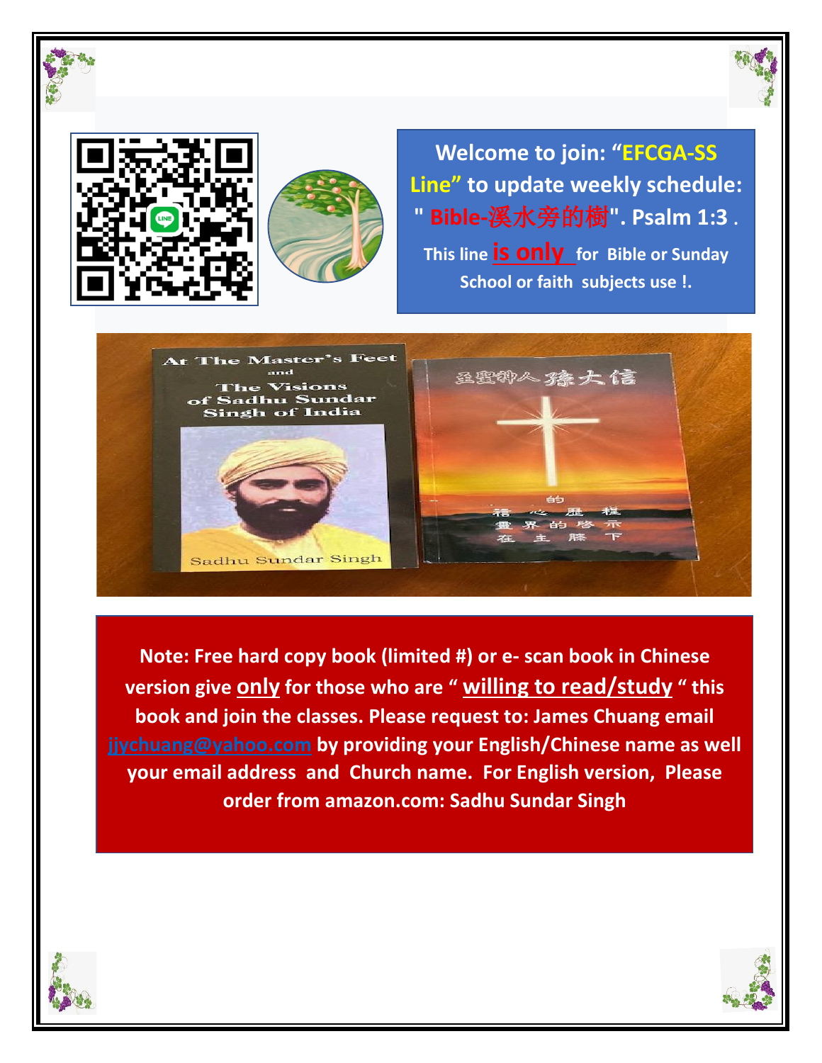Welcome to join: "EFCGA-SS Line" to update weekly schedule: " Bible-溪水旁的樹". Psalm 1:3 .

This line **is only** for Bible or Sunday School or faith subjects use !.

Note: Free hard copy book (limited #) or e- scan book in Chinese version give **only** for those who are " **willing to read/study** " this book and join the classes. Please request to: James Chuang email jjychuang@yahoo.com by providing your English/Chinese name as well your email address and Church name. For English version, Please order from amazon.com: Sadhu Sundar Singh